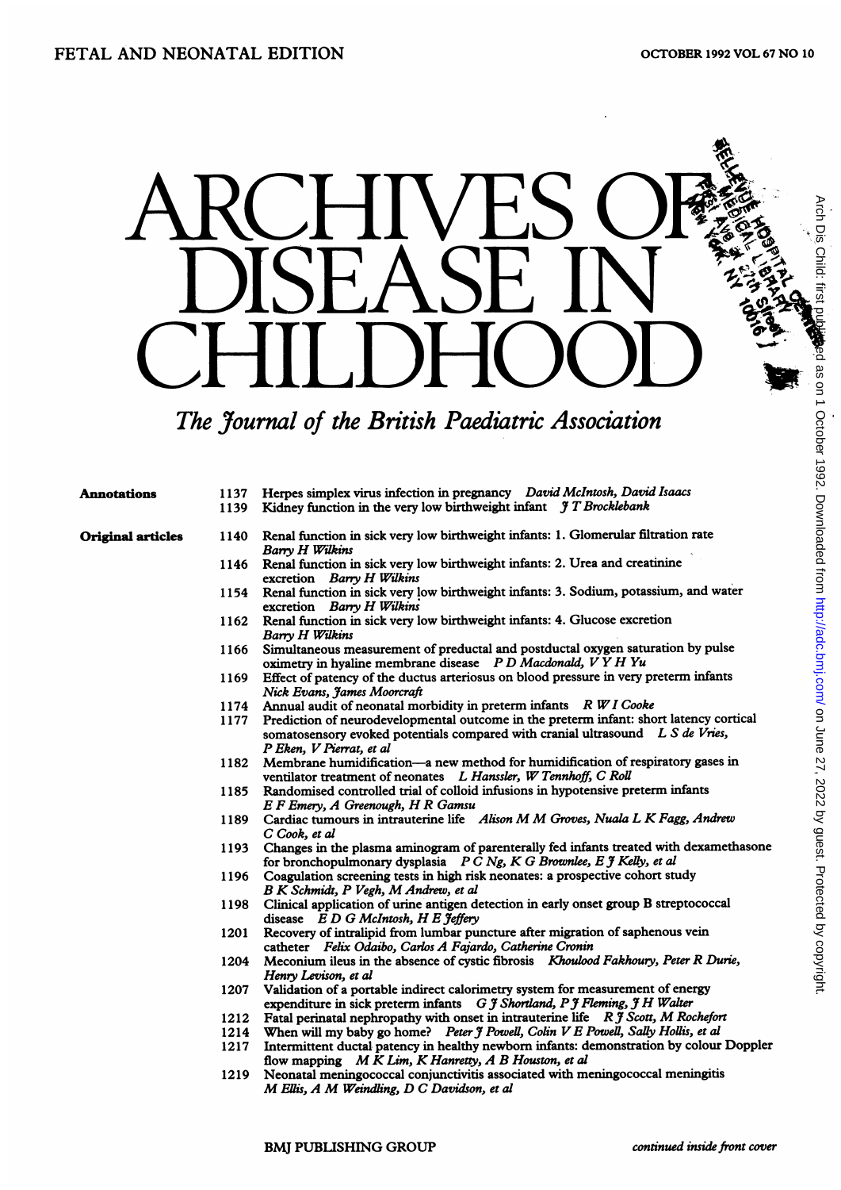FETAL AND NEONATAL EDITION

# ARCHIVES OF DISEASE IN CHILDHOOD

*The Journal of the British Paediatric Association*

**Annotations**

1137 Herpes simplex virus infection in pregnancy *David McIntosh, David Isaacs*

1139 Kidney function in the very low birthweight infant *J T Brocklebank*

**Original articles**

1140 Renal function in sick very low birthweight infants: 1. Glomerular filtration rate *Barry H Wilkins*

1146 Renal function in sick very low birthweight infants: 2. Urea and creatinine excretion *Barry H Wilkins*

1154 Renal function in sick very low birthweight infants: 3. Sodium, potassium, and water excretion *Barry H Wilkins*

1162 Renal function in sick very low birthweight infants: 4. Glucose excretion *Barry H Wilkins*

1166 Simultaneous measurement of preductal and postductal oxygen saturation by pulse oximetry in hyaline membrane disease *P D Macdonald, V Y H Yu*

1169 Effect of patency of the ductus arteriosus on blood pressure in very preterm infants *Nick Evans, James Moorcraft*

1174 Annual audit of neonatal morbidity in preterm infants *R W I Cooke*

1177 Prediction of neurodevelopmental outcome in the preterm infant: short latency cortical somatosensory evoked potentials compared with cranial ultrasound *L S de Vries, P Eken, V Pierrat, et al*

1182 Membrane humidification—a new method for humidification of respiratory gases in ventilator treatment of neonates *L Hanssler, W Tennhoff, C Roll*

1185 Randomised controlled trial of colloid infusions in hypotensive preterm infants *E F Emery, A Greenough, H R Gamsu*

1189 Cardiac tumours in intrauterine life *Alison M M Groves, Nuala L K Fagg, Andrew C Cook, et al*

1193 Changes in the plasma aminogram of parenterally fed infants treated with dexamethasone for bronchopulmonary dysplasia *P C Ng, K G Brownlee, E J Kelly, et al*

1196 Coagulation screening tests in high risk neonates: a prospective cohort study *B K Schmidt, P Vegh, M Andrew, et al*

1198 Clinical application of urine antigen detection in early onset group B streptococcal disease *E D G McIntosh, H E Jeffery*

1201 Recovery of intralipid from lumbar puncture after migration of saphenous vein catheter *Felix Odaibo, Carlos A Fajardo, Catherine Cronin*

1204 Meconium ileus in the absence of cystic fibrosis *Khoulood Fakhoury, Peter R Durie, Henry Levison, et al*

1207 Validation of a portable indirect calorimetry system for measurement of energy expenditure in sick preterm infants *G J Shortland, P J Fleming, J H Walter*

1212 Fatal perinatal nephropathy with onset in intrauterine life *R J Scott, M Rochefort*

1214 When will my baby go home? *Peter J Powell, Colin V E Powell, Sally Hollis, et al*

1217 Intermittent ductal patency in healthy newborn infants: demonstration by colour Doppler flow mapping *M K Lim, K Hanretty, A B Houston, et al*

1219 Neonatal meningococcal conjunctivitis associated with meningococcal meningitis *M Ellis, A M Weindling, D C Davidson, et al*

BMJ PUBLISHING GROUP

*continued inside front cover*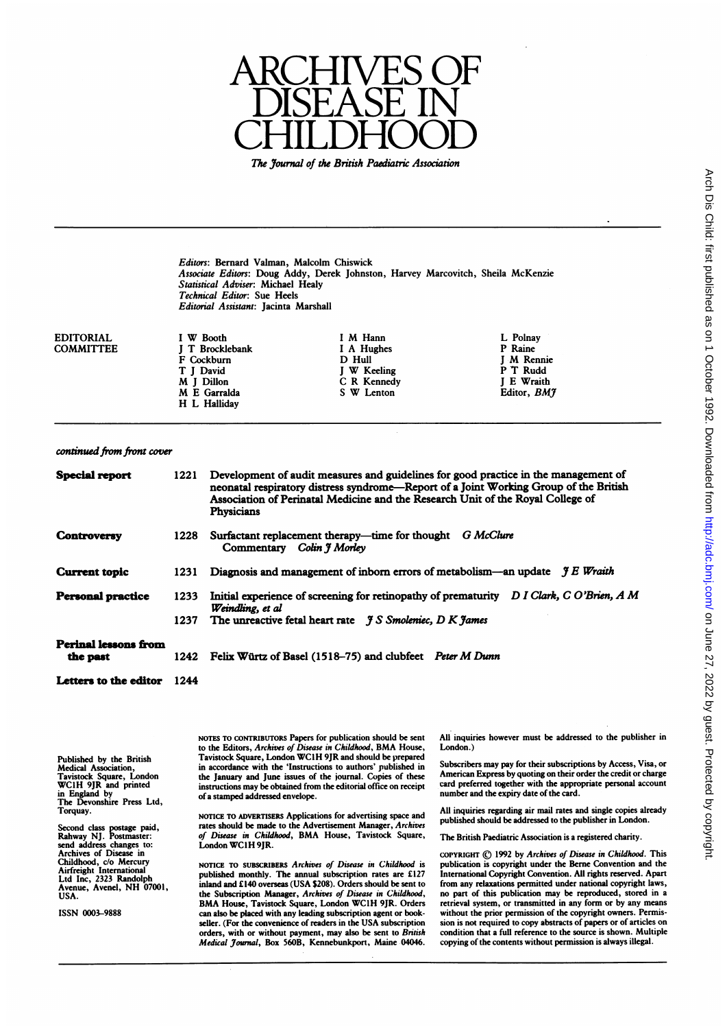# ARCHIVES OF DISEASE IN CHILDHOOD

*The Journal of the British Paediatric Association*

*Editors*: Bernard Valman, Malcolm Chiswick
*Associate Editors*: Doug Addy, Derek Johnston, Harvey Marcovitch, Sheila McKenzie
*Statistical Adviser*: Michael Healy
*Technical Editor*: Sue Heels
*Editorial Assistant*: Jacinta Marshall

**EDITORIAL COMMITTEE**

I W Booth
J T Brocklebank
F Cockburn
T J David
M J Dillon
M E Garralda
H L Halliday
I M Hann
I A Hughes
D Hull
J W Keeling
C R Kennedy
S W Lenton
L Polnay
P Raine
J M Rennie
P T Rudd
J E Wraith
Editor, *BMJ*

*continued from front cover*

| | | |
|---|---|---|
| **Special report** | 1221 | Development of audit measures and guidelines for good practice in the management of neonatal respiratory distress syndrome—Report of a Joint Working Group of the British Association of Perinatal Medicine and the Research Unit of the Royal College of Physicians |
| **Controversy** | 1228 | Surfactant replacement therapy—time for thought *G McClure* Commentary *Colin J Morley* |
| **Current topic** | 1231 | Diagnosis and management of inborn errors of metabolism—an update *J E Wraith* |
| **Personal practice** | 1233 | Initial experience of screening for retinopathy of prematurity *D I Clark, C O'Brien, A M Weindling, et al* |
| | 1237 | The unreactive fetal heart rate *J S Smoleniec, D K James* |
| **Perinal lessons from the past** | 1242 | Felix Würtz of Basel (1518–75) and clubfeet *Peter M Dunn* |
| **Letters to the editor** | 1244 | |

Published by the British Medical Association, Tavistock Square, London WC1H 9JR and printed in England by The Devonshire Press Ltd, Torquay.

Second class postage paid, Rahway NJ. Postmaster: send address changes to: Archives of Disease in Childhood, c/o Mercury Airfreight International Ltd Inc, 2323 Randolph Avenue, Avenel, NH 07001, USA.

ISSN 0003–9888

NOTES TO CONTRIBUTORS Papers for publication should be sent to the Editors, *Archives of Disease in Childhood*, BMA House, Tavistock Square, London WC1H 9JR and should be prepared in accordance with the 'Instructions to authors' published in the January and June issues of the journal. Copies of these instructions may be obtained from the editorial office on receipt of a stamped addressed envelope.

NOTICE TO ADVERTISERS Applications for advertising space and rates should be made to the Advertisement Manager, *Archives of Disease in Childhood*, BMA House, Tavistock Square, London WC1H 9JR.

NOTICE TO SUBSCRIBERS *Archives of Disease in Childhood* is published monthly. The annual subscription rates are £127 inland and £140 overseas (USA $208). Orders should be sent to the Subscription Manager, *Archives of Disease in Childhood*, BMA House, Tavistock Square, London WC1H 9JR. Orders can also be placed with any leading subscription agent or bookseller. (For the convenience of readers in the USA subscription orders, with or without payment, may also be sent to *British Medical Journal*, Box 560B, Kennebunkport, Maine 04046. All inquiries however must be addressed to the publisher in London.)

Subscribers may pay for their subscriptions by Access, Visa, or American Express by quoting on their order the credit or charge card preferred together with the appropriate personal account number and the expiry date of the card.

All inquiries regarding air mail rates and single copies already published should be addressed to the publisher in London.

The British Paediatric Association is a registered charity.

COPYRIGHT © 1992 by *Archives of Disease in Childhood*. This publication is copyright under the Berne Convention and the International Copyright Convention. All rights reserved. Apart from any relaxations permitted under national copyright laws, no part of this publication may be reproduced, stored in a retrieval system, or transmitted in any form or by any means without the prior permission of the copyright owners. Permission is not required to copy abstracts of papers or of articles on condition that a full reference to the source is shown. Multiple copying of the contents without permission is always illegal.